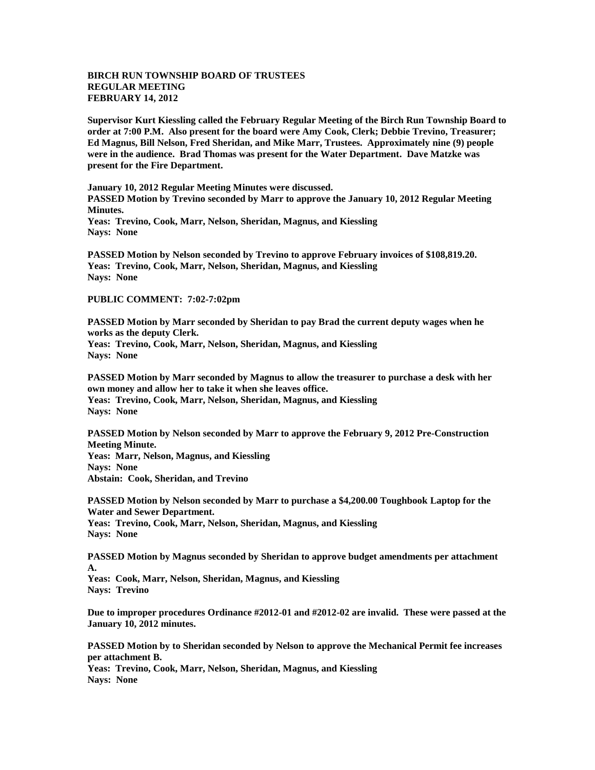**BIRCH RUN TOWNSHIP BOARD OF TRUSTEES**
**REGULAR MEETING**
**FEBRUARY 14, 2012**

**Supervisor Kurt Kiessling called the February Regular Meeting of the Birch Run Township Board to order at 7:00 P.M. Also present for the board were Amy Cook, Clerk; Debbie Trevino, Treasurer; Ed Magnus, Bill Nelson, Fred Sheridan, and Mike Marr, Trustees. Approximately nine (9) people were in the audience. Brad Thomas was present for the Water Department. Dave Matzke was present for the Fire Department.**

**January 10, 2012 Regular Meeting Minutes were discussed.**
**PASSED Motion by Trevino seconded by Marr to approve the January 10, 2012 Regular Meeting Minutes.**
**Yeas: Trevino, Cook, Marr, Nelson, Sheridan, Magnus, and Kiessling**
**Nays: None**

**PASSED Motion by Nelson seconded by Trevino to approve February invoices of $108,819.20.**
**Yeas: Trevino, Cook, Marr, Nelson, Sheridan, Magnus, and Kiessling**
**Nays: None**

**PUBLIC COMMENT: 7:02-7:02pm**

**PASSED Motion by Marr seconded by Sheridan to pay Brad the current deputy wages when he works as the deputy Clerk.**
**Yeas: Trevino, Cook, Marr, Nelson, Sheridan, Magnus, and Kiessling**
**Nays: None**

**PASSED Motion by Marr seconded by Magnus to allow the treasurer to purchase a desk with her own money and allow her to take it when she leaves office.**
**Yeas: Trevino, Cook, Marr, Nelson, Sheridan, Magnus, and Kiessling**
**Nays: None**

**PASSED Motion by Nelson seconded by Marr to approve the February 9, 2012 Pre-Construction Meeting Minute.**
**Yeas: Marr, Nelson, Magnus, and Kiessling**
**Nays: None**
**Abstain: Cook, Sheridan, and Trevino**

**PASSED Motion by Nelson seconded by Marr to purchase a $4,200.00 Toughbook Laptop for the Water and Sewer Department.**
**Yeas: Trevino, Cook, Marr, Nelson, Sheridan, Magnus, and Kiessling**
**Nays: None**

**PASSED Motion by Magnus seconded by Sheridan to approve budget amendments per attachment A.**
**Yeas: Cook, Marr, Nelson, Sheridan, Magnus, and Kiessling**
**Nays: Trevino**

**Due to improper procedures Ordinance #2012-01 and #2012-02 are invalid. These were passed at the January 10, 2012 minutes.**

**PASSED Motion by to Sheridan seconded by Nelson to approve the Mechanical Permit fee increases per attachment B.**
**Yeas: Trevino, Cook, Marr, Nelson, Sheridan, Magnus, and Kiessling**
**Nays: None**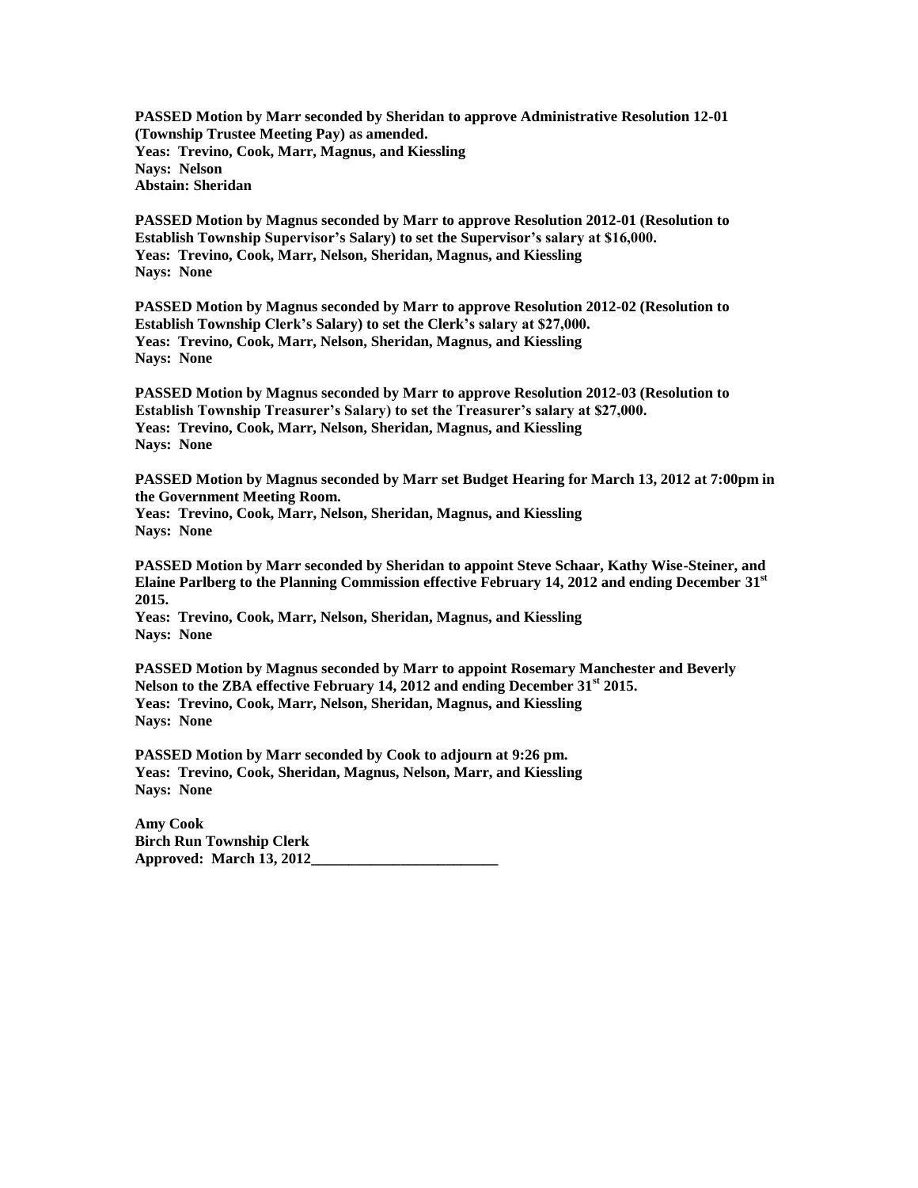**PASSED Motion by Marr seconded by Sheridan to approve Administrative Resolution 12-01 (Township Trustee Meeting Pay) as amended.**
**Yeas: Trevino, Cook, Marr, Magnus, and Kiessling**
**Nays: Nelson**
**Abstain: Sheridan**

**PASSED Motion by Magnus seconded by Marr to approve Resolution 2012-01 (Resolution to Establish Township Supervisor's Salary) to set the Supervisor's salary at $16,000.**
**Yeas: Trevino, Cook, Marr, Nelson, Sheridan, Magnus, and Kiessling**
**Nays: None**

**PASSED Motion by Magnus seconded by Marr to approve Resolution 2012-02 (Resolution to Establish Township Clerk's Salary) to set the Clerk's salary at $27,000.**
**Yeas: Trevino, Cook, Marr, Nelson, Sheridan, Magnus, and Kiessling**
**Nays: None**

**PASSED Motion by Magnus seconded by Marr to approve Resolution 2012-03 (Resolution to Establish Township Treasurer's Salary) to set the Treasurer's salary at $27,000.**
**Yeas: Trevino, Cook, Marr, Nelson, Sheridan, Magnus, and Kiessling**
**Nays: None**

**PASSED Motion by Magnus seconded by Marr set Budget Hearing for March 13, 2012 at 7:00pm in the Government Meeting Room.**
**Yeas: Trevino, Cook, Marr, Nelson, Sheridan, Magnus, and Kiessling**
**Nays: None**

**PASSED Motion by Marr seconded by Sheridan to appoint Steve Schaar, Kathy Wise-Steiner, and Elaine Parlberg to the Planning Commission effective February 14, 2012 and ending December 31st 2015.**
**Yeas: Trevino, Cook, Marr, Nelson, Sheridan, Magnus, and Kiessling**
**Nays: None**

**PASSED Motion by Magnus seconded by Marr to appoint Rosemary Manchester and Beverly Nelson to the ZBA effective February 14, 2012 and ending December 31st 2015.**
**Yeas: Trevino, Cook, Marr, Nelson, Sheridan, Magnus, and Kiessling**
**Nays: None**

**PASSED Motion by Marr seconded by Cook to adjourn at 9:26 pm.**
**Yeas: Trevino, Cook, Sheridan, Magnus, Nelson, Marr, and Kiessling**
**Nays: None**

**Amy Cook**
**Birch Run Township Clerk**
**Approved: March 13, 2012_________________________**